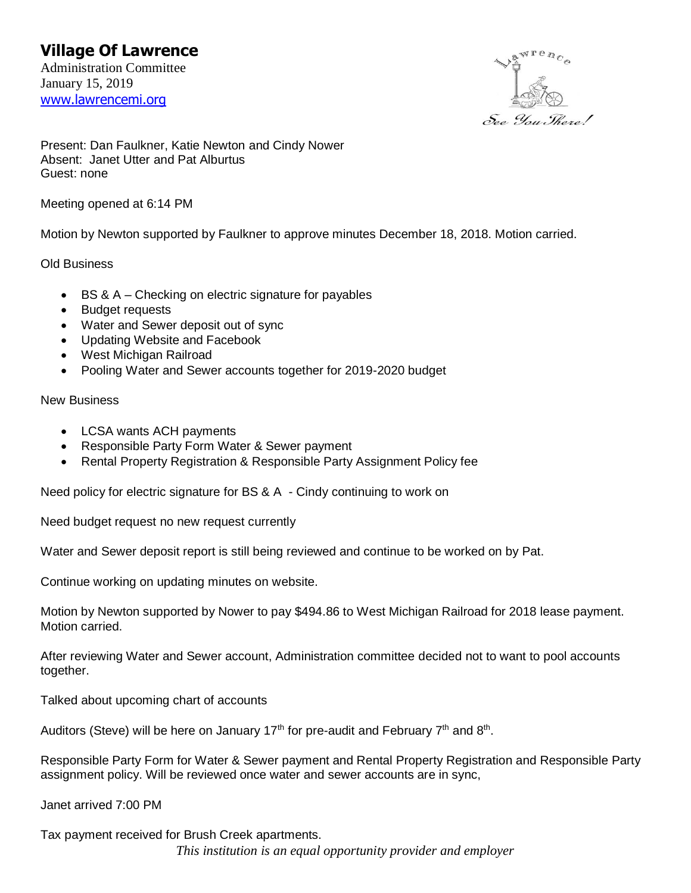# Village Of Lawrence

Administration Committee
January 15, 2019
www.lawrencemi.org

Present: Dan Faulkner, Katie Newton and Cindy Nower
Absent: Janet Utter and Pat Alburtus
Guest: none

Meeting opened at 6:14 PM

Motion by Newton supported by Faulkner to approve minutes December 18, 2018. Motion carried.

Old Business

- BS & A – Checking on electric signature for payables
- Budget requests
- Water and Sewer deposit out of sync
- Updating Website and Facebook
- West Michigan Railroad
- Pooling Water and Sewer accounts together for 2019-2020 budget

New Business

- LCSA wants ACH payments
- Responsible Party Form Water & Sewer payment
- Rental Property Registration & Responsible Party Assignment Policy fee

Need policy for electric signature for BS & A - Cindy continuing to work on

Need budget request no new request currently

Water and Sewer deposit report is still being reviewed and continue to be worked on by Pat.

Continue working on updating minutes on website.

Motion by Newton supported by Nower to pay $494.86 to West Michigan Railroad for 2018 lease payment. Motion carried.

After reviewing Water and Sewer account, Administration committee decided not to want to pool accounts together.

Talked about upcoming chart of accounts

Auditors (Steve) will be here on January 17th for pre-audit and February 7th and 8th.

Responsible Party Form for Water & Sewer payment and Rental Property Registration and Responsible Party assignment policy. Will be reviewed once water and sewer accounts are in sync,

Janet arrived 7:00 PM

Tax payment received for Brush Creek apartments.

*This institution is an equal opportunity provider and employer*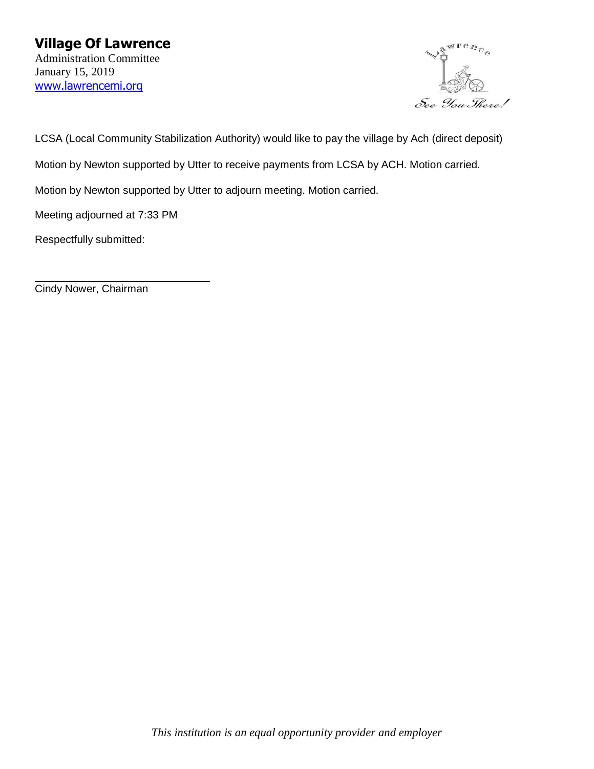**Village Of Lawrence**
Administration Committee
January 15, 2019
www.lawrencemi.org

LCSA (Local Community Stabilization Authority) would like to pay the village by Ach (direct deposit)

Motion by Newton supported by Utter to receive payments from LCSA by ACH. Motion carried.

Motion by Newton supported by Utter to adjourn meeting. Motion carried.

Meeting adjourned at 7:33 PM

Respectfully submitted:

Cindy Nower, Chairman

*This institution is an equal opportunity provider and employer*